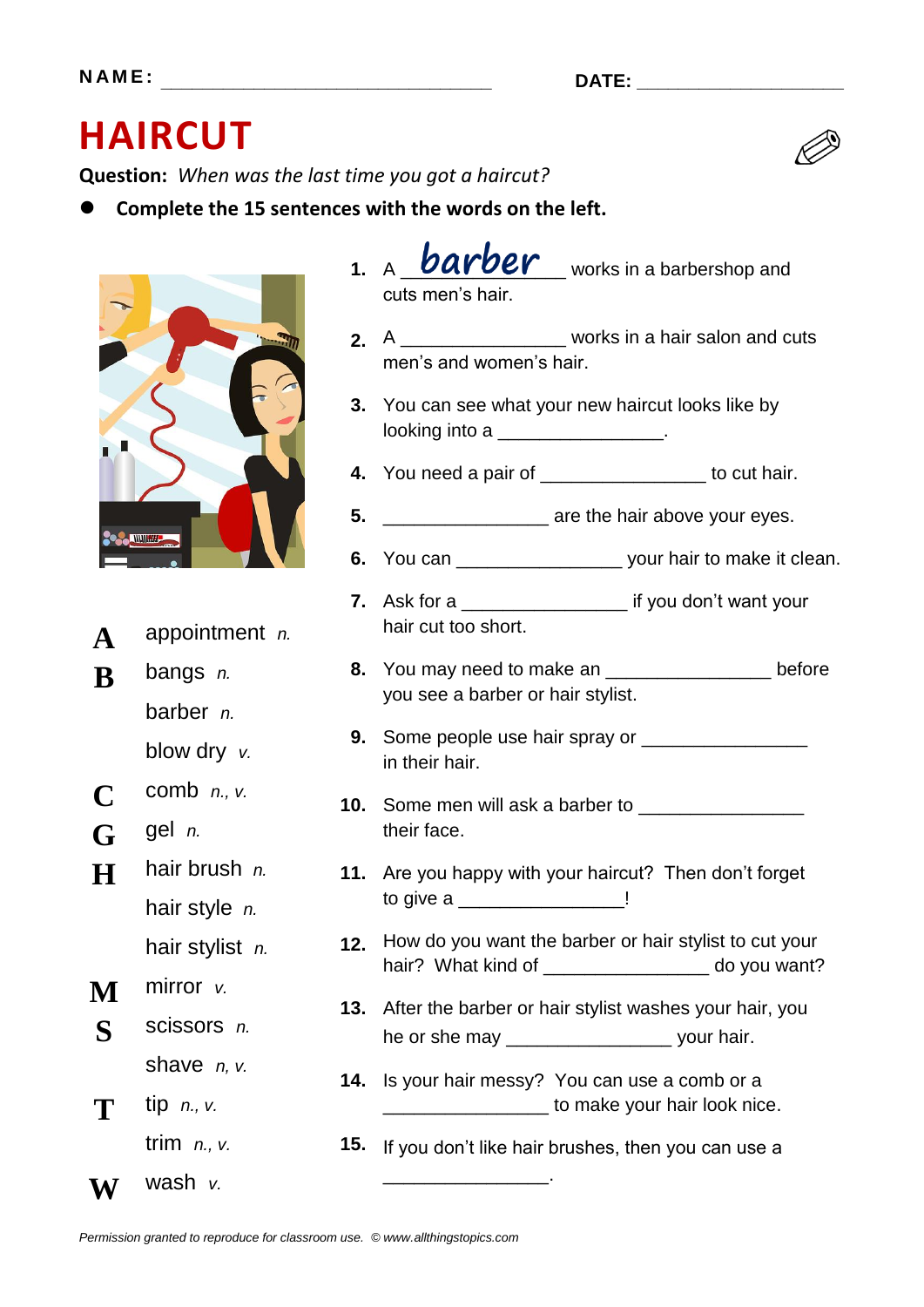NAME: ______________________________ DATE: ____________________

# HAIRCUT

**Question:** *When was the last time you got a haircut?*

- **Complete the 15 sentences with the words on the left.**

**A** appointment *n.*
**B** bangs *n.*
barber *n.*
blow dry *v.*
**C** comb *n., v.*
**G** gel *n.*
**H** hair brush *n.*
hair style *n.*
hair stylist *n.*
**M** mirror *v.*
**S** scissors *n.*
shave *n, v.*
**T** tip *n., v.*
trim *n., v.*
**W** wash *v.*

1. A barber works in a barbershop and cuts men's hair.
2. A _______________ works in a hair salon and cuts men's and women's hair.
3. You can see what your new haircut looks like by looking into a _______________.
4. You need a pair of _______________ to cut hair.
5. _______________ are the hair above your eyes.
6. You can _______________ your hair to make it clean.
7. Ask for a _______________ if you don't want your hair cut too short.
8. You may need to make an _______________ before you see a barber or hair stylist.
9. Some people use hair spray or _______________ in their hair.
10. Some men will ask a barber to _______________ their face.
11. Are you happy with your haircut? Then don't forget to give a _______________!
12. How do you want the barber or hair stylist to cut your hair? What kind of _______________ do you want?
13. After the barber or hair stylist washes your hair, you he or she may _______________ your hair.
14. Is your hair messy? You can use a comb or a _______________ to make your hair look nice.
15. If you don't like hair brushes, then you can use a _______________.

*Permission granted to reproduce for classroom use. © www.allthingstopics.com*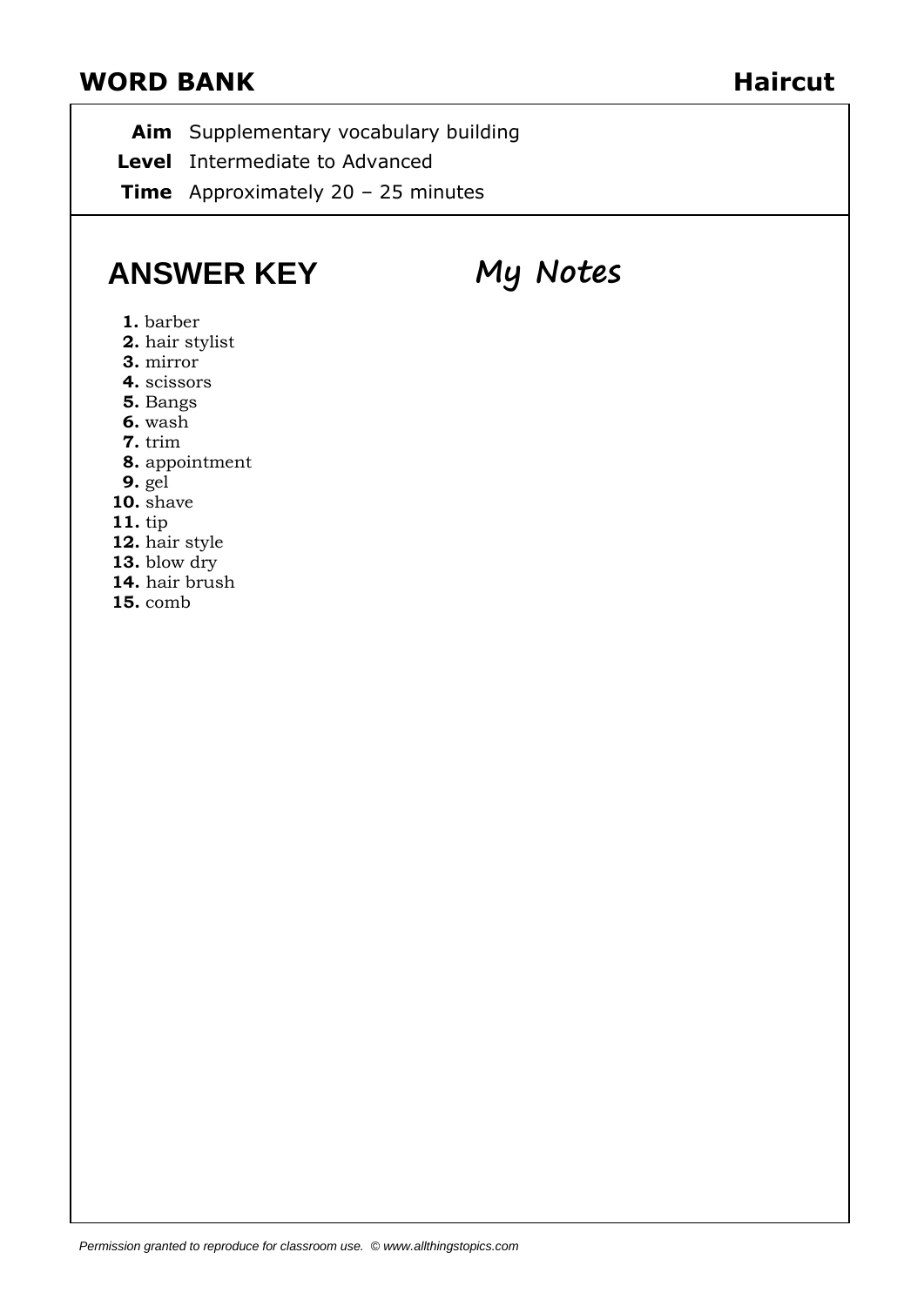## WORD BANK — Haircut

**Aim** Supplementary vocabulary building
**Level** Intermediate to Advanced
**Time** Approximately 20 – 25 minutes

# ANSWER KEY

*My Notes*

1. barber
2. hair stylist
3. mirror
4. scissors
5. Bangs
6. wash
7. trim
8. appointment
9. gel
10. shave
11. tip
12. hair style
13. blow dry
14. hair brush
15. comb

*Permission granted to reproduce for classroom use. © www.allthingstopics.com*